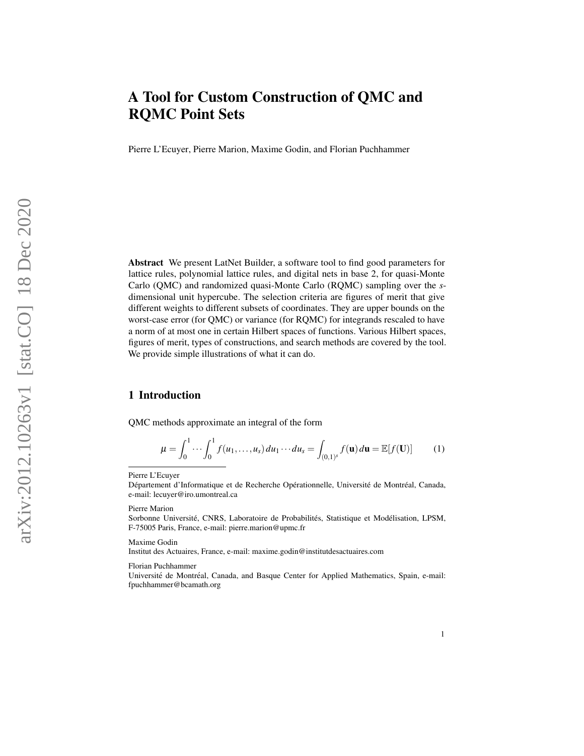# A Tool for Custom Construction of QMC and RQMC Point Sets

Pierre L'Ecuyer, Pierre Marion, Maxime Godin, and Florian Puchhammer

**Abstract** We present LatNet Builder, a software tool to find good parameters for lattice rules, polynomial lattice rules, and digital nets in base 2, for quasi-Monte Carlo (QMC) and randomized quasi-Monte Carlo (RQMC) sampling over the $s$-dimensional unit hypercube. The selection criteria are figures of merit that give different weights to different subsets of coordinates. They are upper bounds on the worst-case error (for QMC) or variance (for RQMC) for integrands rescaled to have a norm of at most one in certain Hilbert spaces of functions. Various Hilbert spaces, figures of merit, types of constructions, and search methods are covered by the tool. We provide simple illustrations of what it can do.

## 1 Introduction

QMC methods approximate an integral of the form

$$\mu = \int_0^1 \cdots \int_0^1 f(u_1, \ldots, u_s)\, du_1 \cdots du_s = \int_{(0,1)^s} f(\mathbf{u})\, d\mathbf{u} = \mathbb{E}[f(\mathbf{U})] \qquad (1)$$

---

Pierre L'Ecuyer
Département d'Informatique et de Recherche Opérationnelle, Université de Montréal, Canada, e-mail: lecuyer@iro.umontreal.ca

Pierre Marion
Sorbonne Université, CNRS, Laboratoire de Probabilités, Statistique et Modélisation, LPSM, F-75005 Paris, France, e-mail: pierre.marion@upmc.fr

Maxime Godin
Institut des Actuaires, France, e-mail: maxime.godin@institutdesactuaires.com

Florian Puchhammer
Université de Montréal, Canada, and Basque Center for Applied Mathematics, Spain, e-mail: fpuchhammer@bcamath.org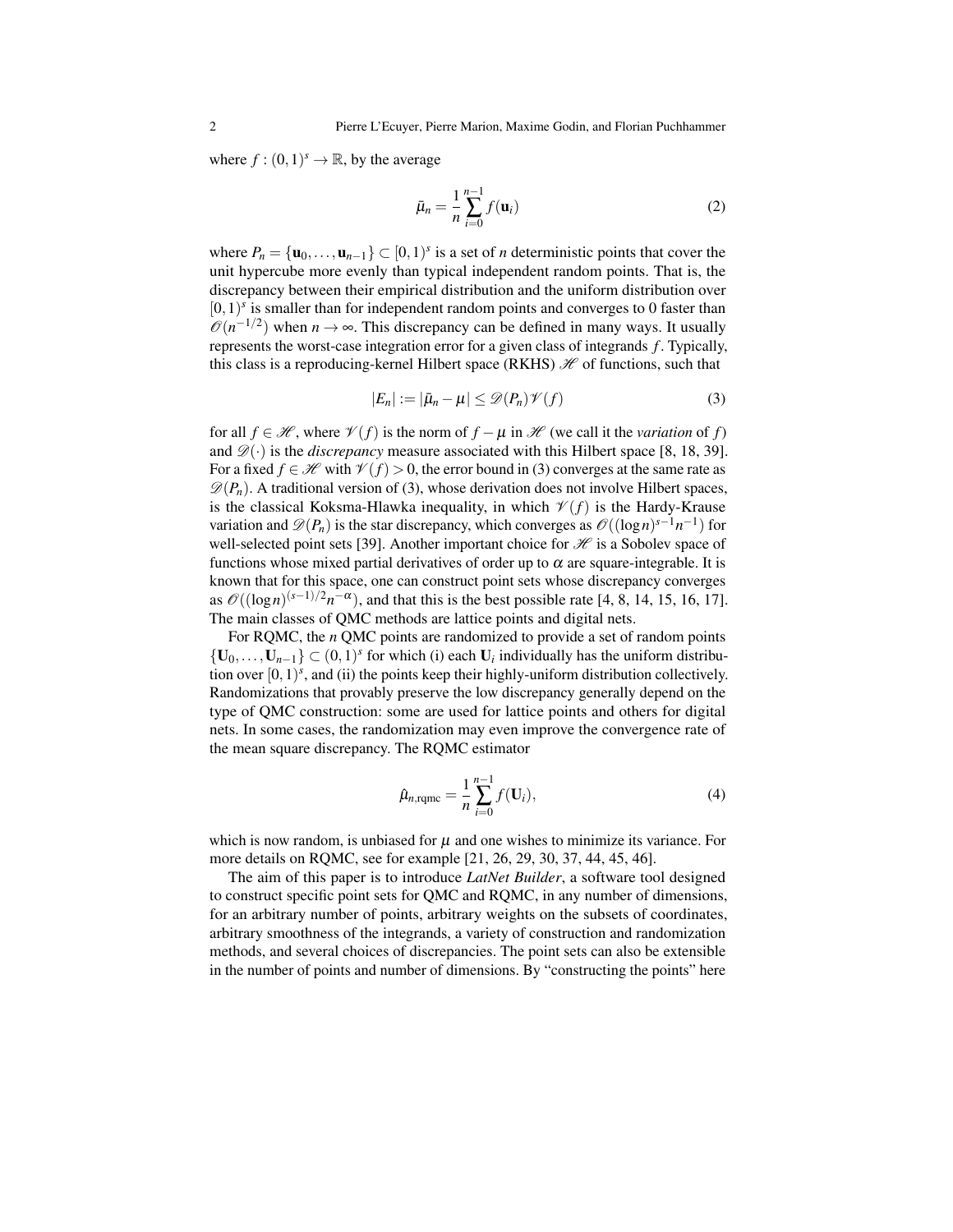where $f : (0,1)^s \to \mathbb{R}$, by the average

$$\bar{\mu}_n = \frac{1}{n} \sum_{i=0}^{n-1} f(\mathbf{u}_i) \tag{2}$$

where $P_n = \{\mathbf{u}_0, \ldots, \mathbf{u}_{n-1}\} \subset [0,1)^s$ is a set of $n$ deterministic points that cover the unit hypercube more evenly than typical independent random points. That is, the discrepancy between their empirical distribution and the uniform distribution over $[0,1)^s$ is smaller than for independent random points and converges to 0 faster than $\mathscr{O}(n^{-1/2})$ when $n \to \infty$. This discrepancy can be defined in many ways. It usually represents the worst-case integration error for a given class of integrands $f$. Typically, this class is a reproducing-kernel Hilbert space (RKHS) $\mathscr{H}$ of functions, such that

$$|E_n| := |\bar{\mu}_n - \mu| \le \mathscr{D}(P_n)\mathscr{V}(f) \tag{3}$$

for all $f \in \mathscr{H}$, where $\mathscr{V}(f)$ is the norm of $f - \mu$ in $\mathscr{H}$ (we call it the *variation* of $f$) and $\mathscr{D}(\cdot)$ is the *discrepancy* measure associated with this Hilbert space [8, 18, 39]. For a fixed $f \in \mathscr{H}$ with $\mathscr{V}(f) > 0$, the error bound in (3) converges at the same rate as $\mathscr{D}(P_n)$. A traditional version of (3), whose derivation does not involve Hilbert spaces, is the classical Koksma-Hlawka inequality, in which $\mathscr{V}(f)$ is the Hardy-Krause variation and $\mathscr{D}(P_n)$ is the star discrepancy, which converges as $\mathscr{O}((\log n)^{s-1} n^{-1})$ for well-selected point sets [39]. Another important choice for $\mathscr{H}$ is a Sobolev space of functions whose mixed partial derivatives of order up to $\alpha$ are square-integrable. It is known that for this space, one can construct point sets whose discrepancy converges as $\mathscr{O}((\log n)^{(s-1)/2} n^{-\alpha})$, and that this is the best possible rate [4, 8, 14, 15, 16, 17]. The main classes of QMC methods are lattice points and digital nets.

For RQMC, the $n$ QMC points are randomized to provide a set of random points $\{\mathbf{U}_0, \ldots, \mathbf{U}_{n-1}\} \subset (0,1)^s$ for which (i) each $\mathbf{U}_i$ individually has the uniform distribution over $[0,1)^s$, and (ii) the points keep their highly-uniform distribution collectively. Randomizations that provably preserve the low discrepancy generally depend on the type of QMC construction: some are used for lattice points and others for digital nets. In some cases, the randomization may even improve the convergence rate of the mean square discrepancy. The RQMC estimator

$$\hat{\mu}_{n,\text{rqmc}} = \frac{1}{n} \sum_{i=0}^{n-1} f(\mathbf{U}_i), \tag{4}$$

which is now random, is unbiased for $\mu$ and one wishes to minimize its variance. For more details on RQMC, see for example [21, 26, 29, 30, 37, 44, 45, 46].

The aim of this paper is to introduce *LatNet Builder*, a software tool designed to construct specific point sets for QMC and RQMC, in any number of dimensions, for an arbitrary number of points, arbitrary weights on the subsets of coordinates, arbitrary smoothness of the integrands, a variety of construction and randomization methods, and several choices of discrepancies. The point sets can also be extensible in the number of points and number of dimensions. By "constructing the points" here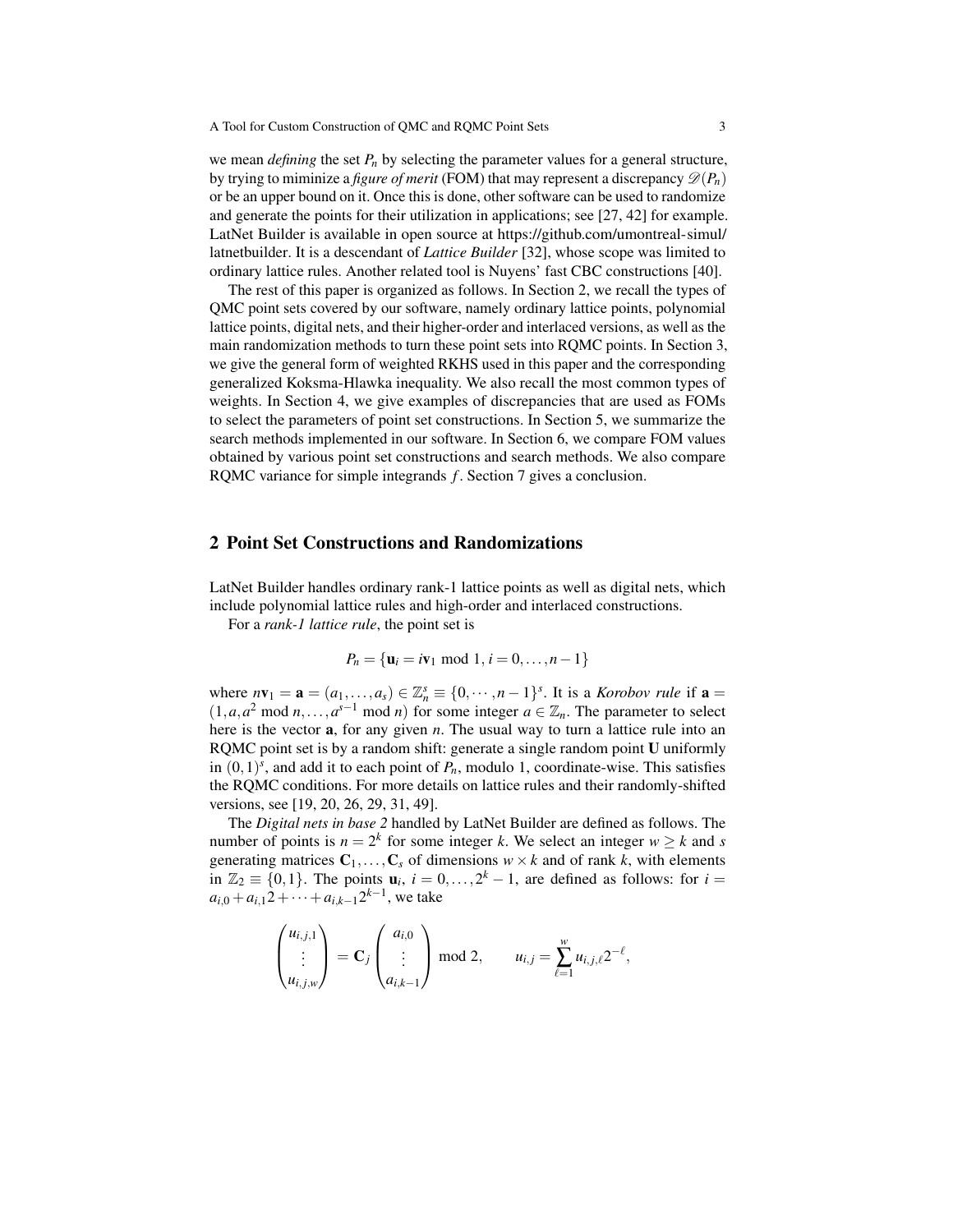we mean *defining* the set $P_n$ by selecting the parameter values for a general structure, by trying to miminize a *figure of merit* (FOM) that may represent a discrepancy $\mathscr{D}(P_n)$ or be an upper bound on it. Once this is done, other software can be used to randomize and generate the points for their utilization in applications; see [27, 42] for example. LatNet Builder is available in open source at https://github.com/umontreal-simul/latnetbuilder. It is a descendant of *Lattice Builder* [32], whose scope was limited to ordinary lattice rules. Another related tool is Nuyens' fast CBC constructions [40].

The rest of this paper is organized as follows. In Section 2, we recall the types of QMC point sets covered by our software, namely ordinary lattice points, polynomial lattice points, digital nets, and their higher-order and interlaced versions, as well as the main randomization methods to turn these point sets into RQMC points. In Section 3, we give the general form of weighted RKHS used in this paper and the corresponding generalized Koksma-Hlawka inequality. We also recall the most common types of weights. In Section 4, we give examples of discrepancies that are used as FOMs to select the parameters of point set constructions. In Section 5, we summarize the search methods implemented in our software. In Section 6, we compare FOM values obtained by various point set constructions and search methods. We also compare RQMC variance for simple integrands $f$. Section 7 gives a conclusion.

## 2 Point Set Constructions and Randomizations

LatNet Builder handles ordinary rank-1 lattice points as well as digital nets, which include polynomial lattice rules and high-order and interlaced constructions.

For a *rank-1 lattice rule*, the point set is

$$P_n = \{\mathbf{u}_i = i\mathbf{v}_1 \bmod 1,\, i = 0, \ldots, n-1\}$$

where $n\mathbf{v}_1 = \mathbf{a} = (a_1, \ldots, a_s) \in \mathbb{Z}_n^s \equiv \{0, \cdots, n-1\}^s$. It is a *Korobov rule* if $\mathbf{a} = (1, a, a^2 \bmod n, \ldots, a^{s-1} \bmod n)$ for some integer $a \in \mathbb{Z}_n$. The parameter to select here is the vector $\mathbf{a}$, for any given $n$. The usual way to turn a lattice rule into an RQMC point set is by a random shift: generate a single random point $\mathbf{U}$ uniformly in $(0,1)^s$, and add it to each point of $P_n$, modulo 1, coordinate-wise. This satisfies the RQMC conditions. For more details on lattice rules and their randomly-shifted versions, see [19, 20, 26, 29, 31, 49].

The *Digital nets in base 2* handled by LatNet Builder are defined as follows. The number of points is $n = 2^k$ for some integer $k$. We select an integer $w \geq k$ and $s$ generating matrices $\mathbf{C}_1, \ldots, \mathbf{C}_s$ of dimensions $w \times k$ and of rank $k$, with elements in $\mathbb{Z}_2 \equiv \{0, 1\}$. The points $\mathbf{u}_i$, $i = 0, \ldots, 2^k - 1$, are defined as follows: for $i = a_{i,0} + a_{i,1}2 + \cdots + a_{i,k-1}2^{k-1}$, we take

$$\begin{pmatrix} u_{i,j,1} \\ \vdots \\ u_{i,j,w} \end{pmatrix} = \mathbf{C}_j \begin{pmatrix} a_{i,0} \\ \vdots \\ a_{i,k-1} \end{pmatrix} \bmod 2, \qquad u_{i,j} = \sum_{\ell=1}^{w} u_{i,j,\ell} 2^{-\ell},$$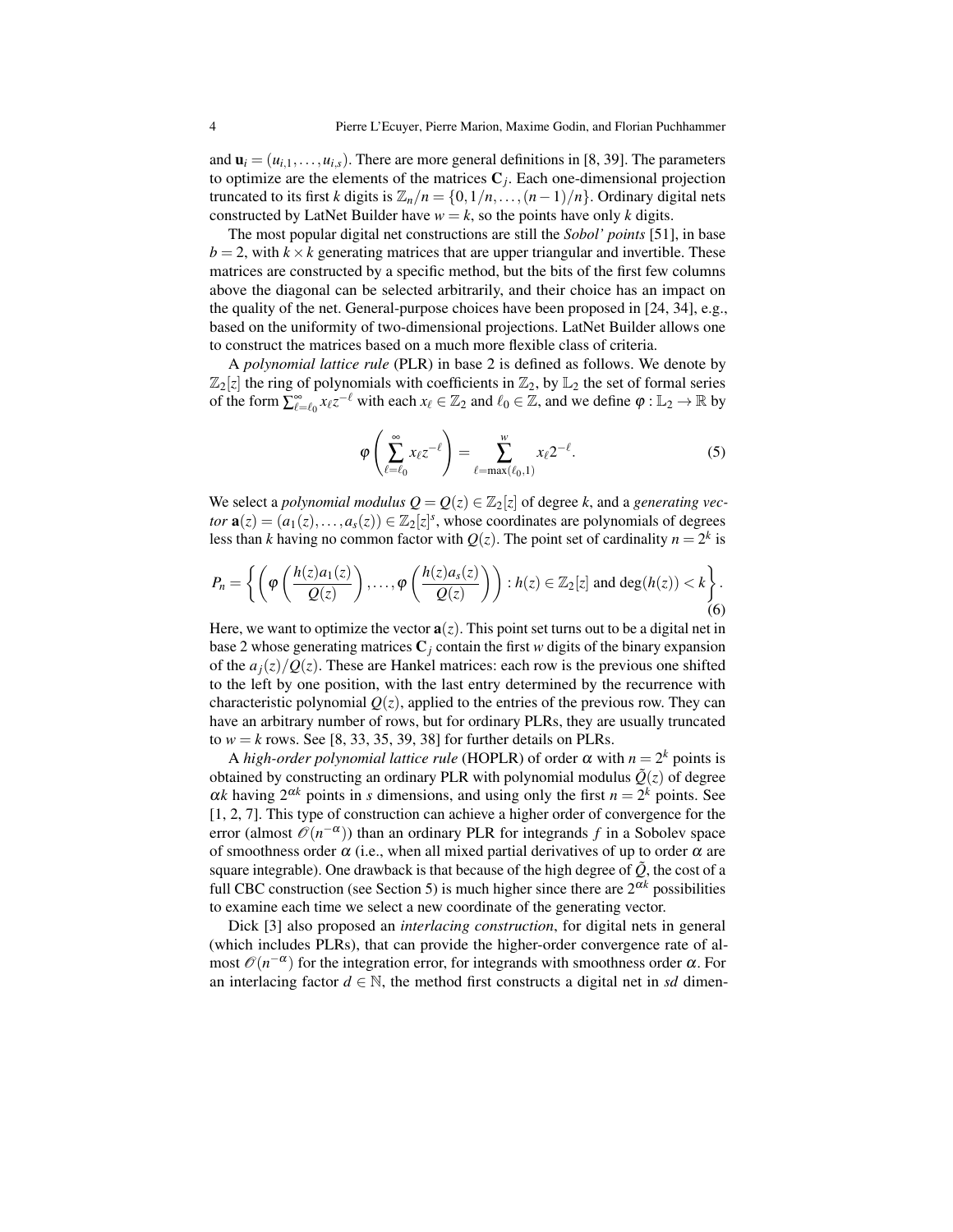and $\mathbf{u}_i = (u_{i,1}, \ldots, u_{i,s})$. There are more general definitions in [8, 39]. The parameters to optimize are the elements of the matrices $\mathbf{C}_j$. Each one-dimensional projection truncated to its first $k$ digits is $\mathbb{Z}_n/n = \{0, 1/n, \ldots, (n-1)/n\}$. Ordinary digital nets constructed by LatNet Builder have $w = k$, so the points have only $k$ digits.

The most popular digital net constructions are still the *Sobol' points* [51], in base $b = 2$, with $k \times k$ generating matrices that are upper triangular and invertible. These matrices are constructed by a specific method, but the bits of the first few columns above the diagonal can be selected arbitrarily, and their choice has an impact on the quality of the net. General-purpose choices have been proposed in [24, 34], e.g., based on the uniformity of two-dimensional projections. LatNet Builder allows one to construct the matrices based on a much more flexible class of criteria.

A *polynomial lattice rule* (PLR) in base 2 is defined as follows. We denote by $\mathbb{Z}_2[z]$ the ring of polynomials with coefficients in $\mathbb{Z}_2$, by $\mathbb{L}_2$ the set of formal series of the form $\sum_{\ell=\ell_0}^{\infty} x_\ell z^{-\ell}$ with each $x_\ell \in \mathbb{Z}_2$ and $\ell_0 \in \mathbb{Z}$, and we define $\varphi : \mathbb{L}_2 \to \mathbb{R}$ by

$$\varphi\left(\sum_{\ell=\ell_0}^{\infty} x_\ell z^{-\ell}\right) = \sum_{\ell=\max(\ell_0,1)}^{w} x_\ell 2^{-\ell}. \tag{5}$$

We select a *polynomial modulus* $Q = Q(z) \in \mathbb{Z}_2[z]$ of degree $k$, and a *generating vector* $\mathbf{a}(z) = (a_1(z), \ldots, a_s(z)) \in \mathbb{Z}_2[z]^s$, whose coordinates are polynomials of degrees less than $k$ having no common factor with $Q(z)$. The point set of cardinality $n = 2^k$ is

$$P_n = \left\{ \left( \varphi\left(\frac{h(z)a_1(z)}{Q(z)}\right), \ldots, \varphi\left(\frac{h(z)a_s(z)}{Q(z)}\right) \right) : h(z) \in \mathbb{Z}_2[z] \text{ and } \deg(h(z)) < k \right\}. \tag{6}$$

Here, we want to optimize the vector $\mathbf{a}(z)$. This point set turns out to be a digital net in base 2 whose generating matrices $\mathbf{C}_j$ contain the first $w$ digits of the binary expansion of the $a_j(z)/Q(z)$. These are Hankel matrices: each row is the previous one shifted to the left by one position, with the last entry determined by the recurrence with characteristic polynomial $Q(z)$, applied to the entries of the previous row. They can have an arbitrary number of rows, but for ordinary PLRs, they are usually truncated to $w = k$ rows. See [8, 33, 35, 39, 38] for further details on PLRs.

A *high-order polynomial lattice rule* (HOPLR) of order $\alpha$ with $n = 2^k$ points is obtained by constructing an ordinary PLR with polynomial modulus $\tilde{Q}(z)$ of degree $\alpha k$ having $2^{\alpha k}$ points in $s$ dimensions, and using only the first $n = 2^k$ points. See [1, 2, 7]. This type of construction can achieve a higher order of convergence for the error (almost $\mathscr{O}(n^{-\alpha})$) than an ordinary PLR for integrands $f$ in a Sobolev space of smoothness order $\alpha$ (i.e., when all mixed partial derivatives of up to order $\alpha$ are square integrable). One drawback is that because of the high degree of $\tilde{Q}$, the cost of a full CBC construction (see Section 5) is much higher since there are $2^{\alpha k}$ possibilities to examine each time we select a new coordinate of the generating vector.

Dick [3] also proposed an *interlacing construction*, for digital nets in general (which includes PLRs), that can provide the higher-order convergence rate of almost $\mathscr{O}(n^{-\alpha})$ for the integration error, for integrands with smoothness order $\alpha$. For an interlacing factor $d \in \mathbb{N}$, the method first constructs a digital net in $sd$ dimen-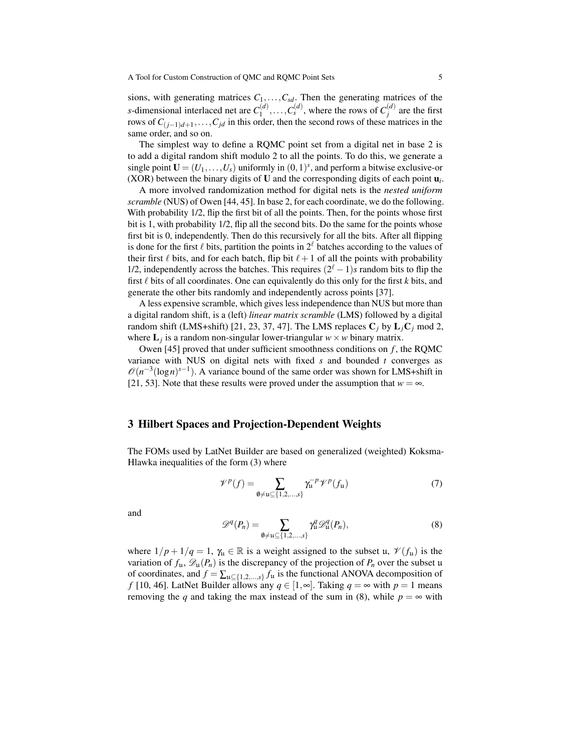sions, with generating matrices $C_1,\dots,C_{sd}$. Then the generating matrices of the $s$-dimensional interlaced net are $C_1^{(d)},\dots,C_s^{(d)}$, where the rows of $C_j^{(d)}$ are the first rows of $C_{(j-1)d+1},\dots,C_{jd}$ in this order, then the second rows of these matrices in the same order, and so on.

The simplest way to define a RQMC point set from a digital net in base 2 is to add a digital random shift modulo 2 to all the points. To do this, we generate a single point $\mathbf{U}=(U_1,\dots,U_s)$ uniformly in $(0,1)^s$, and perform a bitwise exclusive-or (XOR) between the binary digits of $\mathbf{U}$ and the corresponding digits of each point $\mathbf{u}_i$.

A more involved randomization method for digital nets is the *nested uniform scramble* (NUS) of Owen [44, 45]. In base 2, for each coordinate, we do the following. With probability 1/2, flip the first bit of all the points. Then, for the points whose first bit is 1, with probability 1/2, flip all the second bits. Do the same for the points whose first bit is 0, independently. Then do this recursively for all the bits. After all flipping is done for the first $\ell$ bits, partition the points in $2^\ell$ batches according to the values of their first $\ell$ bits, and for each batch, flip bit $\ell+1$ of all the points with probability 1/2, independently across the batches. This requires $(2^\ell-1)s$ random bits to flip the first $\ell$ bits of all coordinates. One can equivalently do this only for the first $k$ bits, and generate the other bits randomly and independently across points [37].

A less expensive scramble, which gives less independence than NUS but more than a digital random shift, is a (left) *linear matrix scramble* (LMS) followed by a digital random shift (LMS+shift) [21, 23, 37, 47]. The LMS replaces $\mathbf{C}_j$ by $\mathbf{L}_j\mathbf{C}_j$ mod 2, where $\mathbf{L}_j$ is a random non-singular lower-triangular $w\times w$ binary matrix.

Owen [45] proved that under sufficient smoothness conditions on $f$, the RQMC variance with NUS on digital nets with fixed $s$ and bounded $t$ converges as $\mathcal{O}(n^{-3}(\log n)^{s-1})$. A variance bound of the same order was shown for LMS+shift in [21, 53]. Note that these results were proved under the assumption that $w=\infty$.

## 3 Hilbert Spaces and Projection-Dependent Weights

The FOMs used by LatNet Builder are based on generalized (weighted) Koksma-Hlawka inequalities of the form (3) where

$$\mathscr{V}^p(f) = \sum_{\emptyset\neq\mathfrak{u}\subseteq\{1,2,\dots,s\}} \gamma_\mathfrak{u}^{-p}\mathscr{V}^p(f_\mathfrak{u}) \tag{7}$$

and

$$\mathscr{D}^q(P_n) = \sum_{\emptyset\neq\mathfrak{u}\subseteq\{1,2,\dots,s\}} \gamma_\mathfrak{u}^q\mathscr{D}_\mathfrak{u}^q(P_n), \tag{8}$$

where $1/p+1/q=1$, $\gamma_\mathfrak{u}\in\mathbb{R}$ is a weight assigned to the subset $\mathfrak{u}$, $\mathscr{V}(f_\mathfrak{u})$ is the variation of $f_\mathfrak{u}$, $\mathscr{D}_\mathfrak{u}(P_n)$ is the discrepancy of the projection of $P_n$ over the subset $\mathfrak{u}$ of coordinates, and $f=\sum_{\mathfrak{u}\subseteq\{1,2,\dots,s\}} f_\mathfrak{u}$ is the functional ANOVA decomposition of $f$ [10, 46]. LatNet Builder allows any $q\in[1,\infty]$. Taking $q=\infty$ with $p=1$ means removing the $q$ and taking the max instead of the sum in (8), while $p=\infty$ with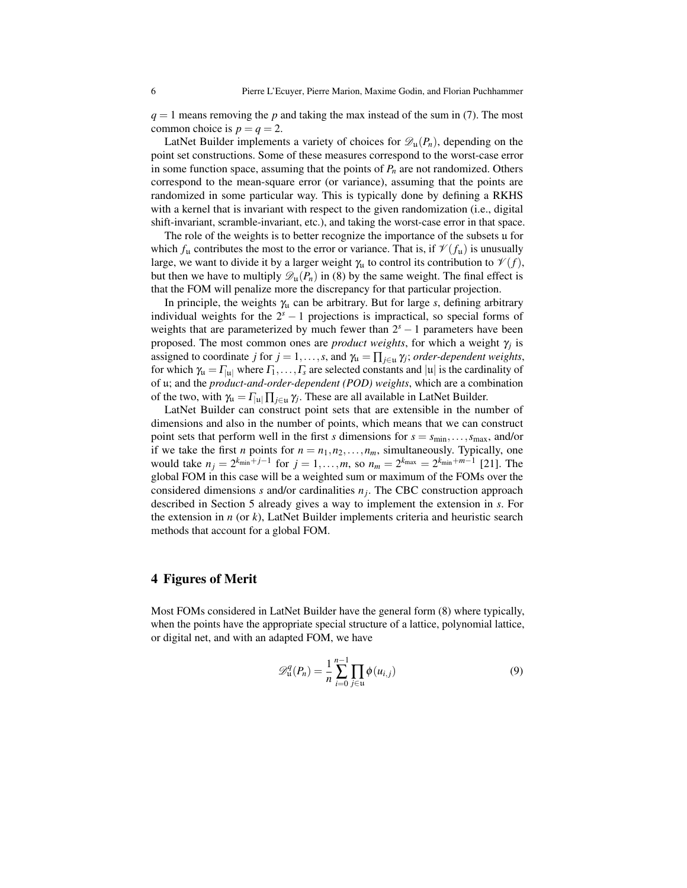$q = 1$ means removing the $p$ and taking the max instead of the sum in (7). The most common choice is $p = q = 2$.

LatNet Builder implements a variety of choices for $\mathscr{D}_{\mathfrak{u}}(P_n)$, depending on the point set constructions. Some of these measures correspond to the worst-case error in some function space, assuming that the points of $P_n$ are not randomized. Others correspond to the mean-square error (or variance), assuming that the points are randomized in some particular way. This is typically done by defining a RKHS with a kernel that is invariant with respect to the given randomization (i.e., digital shift-invariant, scramble-invariant, etc.), and taking the worst-case error in that space.

The role of the weights is to better recognize the importance of the subsets $\mathfrak{u}$ for which $f_{\mathfrak{u}}$ contributes the most to the error or variance. That is, if $\mathscr{V}(f_{\mathfrak{u}})$ is unusually large, we want to divide it by a larger weight $\gamma_{\mathfrak{u}}$ to control its contribution to $\mathscr{V}(f)$, but then we have to multiply $\mathscr{D}_{\mathfrak{u}}(P_n)$ in (8) by the same weight. The final effect is that the FOM will penalize more the discrepancy for that particular projection.

In principle, the weights $\gamma_{\mathfrak{u}}$ can be arbitrary. But for large $s$, defining arbitrary individual weights for the $2^s - 1$ projections is impractical, so special forms of weights that are parameterized by much fewer than $2^s - 1$ parameters have been proposed. The most common ones are *product weights*, for which a weight $\gamma_j$ is assigned to coordinate $j$ for $j = 1, \ldots, s$, and $\gamma_{\mathfrak{u}} = \prod_{j \in \mathfrak{u}} \gamma_j$; *order-dependent weights*, for which $\gamma_{\mathfrak{u}} = \Gamma_{|\mathfrak{u}|}$ where $\Gamma_1, \ldots, \Gamma_s$ are selected constants and $|\mathfrak{u}|$ is the cardinality of of $\mathfrak{u}$; and the *product-and-order-dependent (POD) weights*, which are a combination of the two, with $\gamma_{\mathfrak{u}} = \Gamma_{|\mathfrak{u}|} \prod_{j \in \mathfrak{u}} \gamma_j$. These are all available in LatNet Builder.

LatNet Builder can construct point sets that are extensible in the number of dimensions and also in the number of points, which means that we can construct point sets that perform well in the first $s$ dimensions for $s = s_{\min}, \ldots, s_{\max}$, and/or if we take the first $n$ points for $n = n_1, n_2, \ldots, n_m$, simultaneously. Typically, one would take $n_j = 2^{k_{\min}+j-1}$ for $j = 1, \ldots, m$, so $n_m = 2^{k_{\max}} = 2^{k_{\min}+m-1}$ [21]. The global FOM in this case will be a weighted sum or maximum of the FOMs over the considered dimensions $s$ and/or cardinalities $n_j$. The CBC construction approach described in Section 5 already gives a way to implement the extension in $s$. For the extension in $n$ (or $k$), LatNet Builder implements criteria and heuristic search methods that account for a global FOM.

## 4 Figures of Merit

Most FOMs considered in LatNet Builder have the general form (8) where typically, when the points have the appropriate special structure of a lattice, polynomial lattice, or digital net, and with an adapted FOM, we have

$$\mathscr{D}_{\mathfrak{u}}^q(P_n) = \frac{1}{n} \sum_{i=0}^{n-1} \prod_{j \in \mathfrak{u}} \phi(u_{i,j}) \tag{9}$$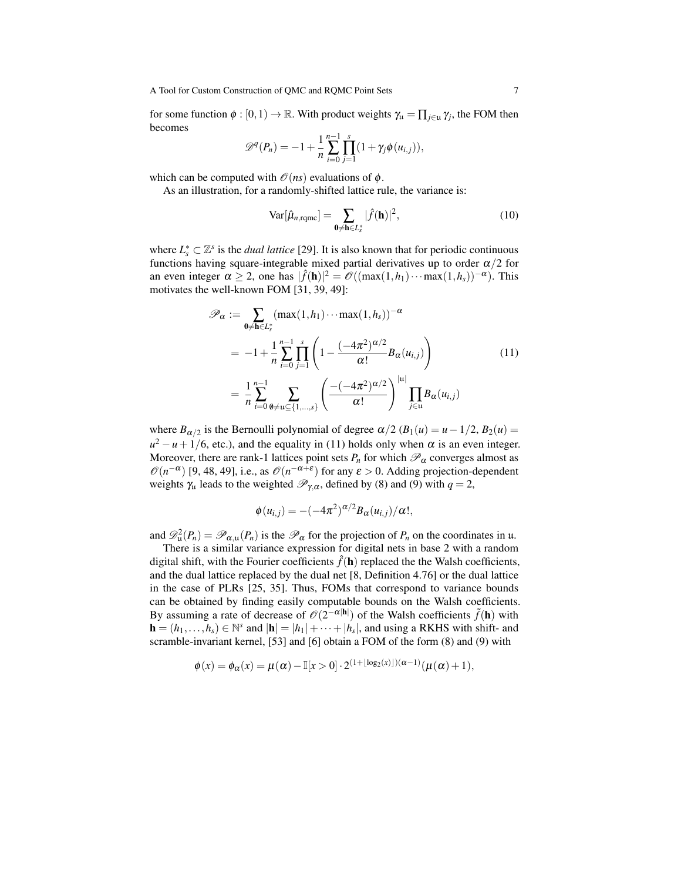for some function $\phi : [0,1) \to \mathbb{R}$. With product weights $\gamma_{\mathfrak{u}} = \prod_{j\in\mathfrak{u}} \gamma_j$, the FOM then becomes

$$\mathscr{D}^q(P_n) = -1 + \frac{1}{n}\sum_{i=0}^{n-1}\prod_{j=1}^{s}(1+\gamma_j \phi(u_{i,j})),$$

which can be computed with $\mathscr{O}(ns)$ evaluations of $\phi$.

As an illustration, for a randomly-shifted lattice rule, the variance is:

$$\mathrm{Var}[\hat{\mu}_{n,\mathrm{rqmc}}] = \sum_{\mathbf{0}\neq\mathbf{h}\in L_s^*} |\hat{f}(\mathbf{h})|^2, \tag{10}$$

where $L_s^* \subset \mathbb{Z}^s$ is the *dual lattice* [29]. It is also known that for periodic continuous functions having square-integrable mixed partial derivatives up to order $\alpha/2$ for an even integer $\alpha \geq 2$, one has $|\hat{f}(\mathbf{h})|^2 = \mathscr{O}((\max(1,h_1)\cdots\max(1,h_s))^{-\alpha})$. This motivates the well-known FOM [31, 39, 49]:

$$\begin{aligned}
\mathscr{P}_\alpha &:= \sum_{\mathbf{0}\neq\mathbf{h}\in L_s^*} (\max(1,h_1)\cdots\max(1,h_s))^{-\alpha} \\
&= -1 + \frac{1}{n}\sum_{i=0}^{n-1}\prod_{j=1}^{s}\left(1 - \frac{(-4\pi^2)^{\alpha/2}}{\alpha!}B_\alpha(u_{i,j})\right) \qquad (11)\\
&= \frac{1}{n}\sum_{i=0}^{n-1}\sum_{\emptyset\neq\mathfrak{u}\subseteq\{1,\ldots,s\}}\left(\frac{-(-4\pi^2)^{\alpha/2}}{\alpha!}\right)^{|\mathfrak{u}|}\prod_{j\in\mathfrak{u}} B_\alpha(u_{i,j})
\end{aligned}$$

where $B_{\alpha/2}$ is the Bernoulli polynomial of degree $\alpha/2$ ($B_1(u) = u - 1/2$, $B_2(u) = u^2 - u + 1/6$, etc.), and the equality in (11) holds only when $\alpha$ is an even integer. Moreover, there are rank-1 lattices point sets $P_n$ for which $\mathscr{P}_\alpha$ converges almost as $\mathscr{O}(n^{-\alpha})$ [9, 48, 49], i.e., as $\mathscr{O}(n^{-\alpha+\varepsilon})$ for any $\varepsilon > 0$. Adding projection-dependent weights $\gamma_{\mathfrak{u}}$ leads to the weighted $\mathscr{P}_{\gamma,\alpha}$, defined by (8) and (9) with $q = 2$,

$$\phi(u_{i,j}) = -(-4\pi^2)^{\alpha/2}B_\alpha(u_{i,j})/\alpha!,$$

and $\mathscr{D}_{\mathfrak{u}}^2(P_n) = \mathscr{P}_{\alpha,\mathfrak{u}}(P_n)$ is the $\mathscr{P}_\alpha$ for the projection of $P_n$ on the coordinates in $\mathfrak{u}$.

There is a similar variance expression for digital nets in base 2 with a random digital shift, with the Fourier coefficients $\hat{f}(\mathbf{h})$ replaced the the Walsh coefficients, and the dual lattice replaced by the dual net [8, Definition 4.76] or the dual lattice in the case of PLRs [25, 35]. Thus, FOMs that correspond to variance bounds can be obtained by finding easily computable bounds on the Walsh coefficients. By assuming a rate of decrease of $\mathscr{O}(2^{-\alpha|\mathbf{h}|})$ of the Walsh coefficients $\tilde{f}(\mathbf{h})$ with $\mathbf{h} = (h_1,\ldots,h_s) \in \mathbb{N}^s$ and $|\mathbf{h}| = |h_1| + \cdots + |h_s|$, and using a RKHS with shift- and scramble-invariant kernel, [53] and [6] obtain a FOM of the form (8) and (9) with

$$\phi(x) = \phi_\alpha(x) = \mu(\alpha) - \mathbb{I}[x>0]\cdot 2^{(1+\lfloor\log_2(x)\rfloor)(\alpha-1)}(\mu(\alpha)+1),$$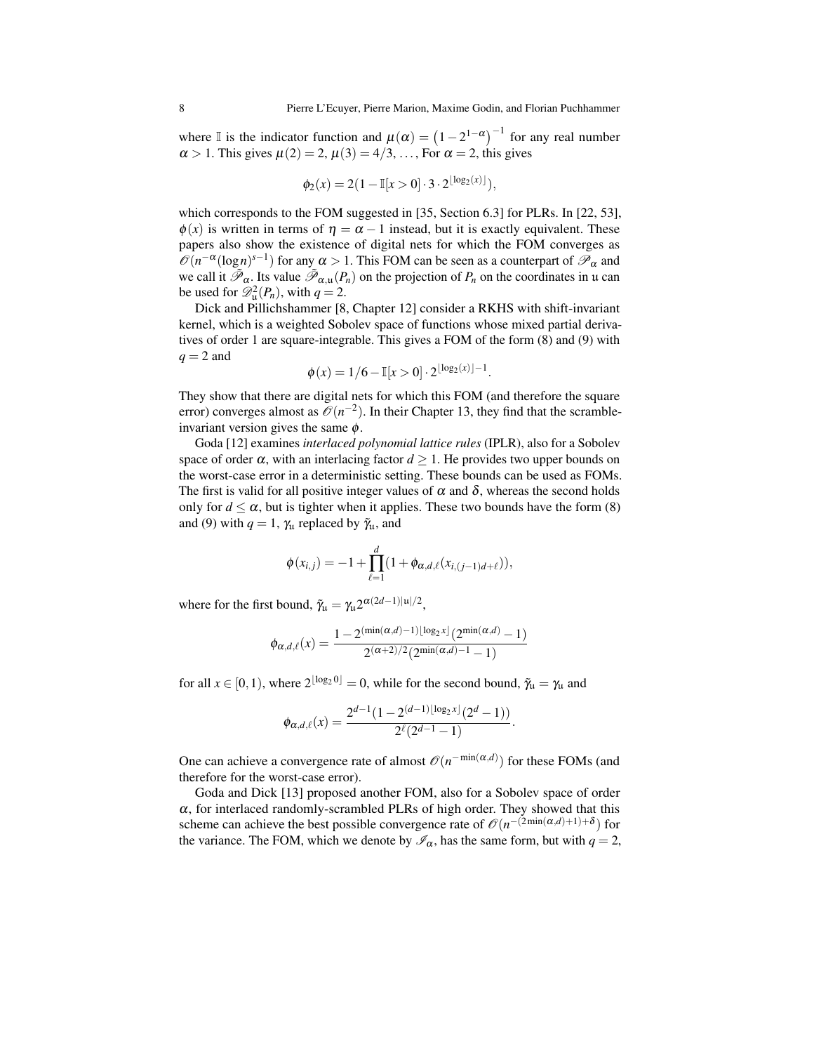where $\mathbb{I}$ is the indicator function and $\mu(\alpha) = \left(1 - 2^{1-\alpha}\right)^{-1}$ for any real number $\alpha > 1$. This gives $\mu(2) = 2$, $\mu(3) = 4/3$, ..., For $\alpha = 2$, this gives

$$\phi_2(x) = 2(1 - \mathbb{I}[x > 0] \cdot 3 \cdot 2^{\lfloor \log_2(x) \rfloor}),$$

which corresponds to the FOM suggested in [35, Section 6.3] for PLRs. In [22, 53], $\phi(x)$ is written in terms of $\eta = \alpha - 1$ instead, but it is exactly equivalent. These papers also show the existence of digital nets for which the FOM converges as $\mathscr{O}(n^{-\alpha}(\log n)^{s-1})$ for any $\alpha > 1$. This FOM can be seen as a counterpart of $\mathscr{P}_\alpha$ and we call it $\tilde{\mathscr{P}}_\alpha$. Its value $\tilde{\mathscr{P}}_{\alpha,\mathfrak{u}}(P_n)$ on the projection of $P_n$ on the coordinates in $\mathfrak{u}$ can be used for $\mathscr{D}^2_{\mathfrak{u}}(P_n)$, with $q = 2$.

Dick and Pillichshammer [8, Chapter 12] consider a RKHS with shift-invariant kernel, which is a weighted Sobolev space of functions whose mixed partial derivatives of order 1 are square-integrable. This gives a FOM of the form (8) and (9) with $q = 2$ and

$$\phi(x) = 1/6 - \mathbb{I}[x > 0] \cdot 2^{\lfloor \log_2(x) \rfloor - 1}.$$

They show that there are digital nets for which this FOM (and therefore the square error) converges almost as $\mathscr{O}(n^{-2})$. In their Chapter 13, they find that the scramble-invariant version gives the same $\phi$.

Goda [12] examines *interlaced polynomial lattice rules* (IPLR), also for a Sobolev space of order $\alpha$, with an interlacing factor $d \geq 1$. He provides two upper bounds on the worst-case error in a deterministic setting. These bounds can be used as FOMs. The first is valid for all positive integer values of $\alpha$ and $\delta$, whereas the second holds only for $d \leq \alpha$, but is tighter when it applies. These two bounds have the form (8) and (9) with $q = 1$, $\gamma_{\mathfrak{u}}$ replaced by $\tilde{\gamma}_{\mathfrak{u}}$, and

$$\phi(x_{i,j}) = -1 + \prod_{\ell=1}^{d} (1 + \phi_{\alpha,d,\ell}(x_{i,(j-1)d+\ell})),$$

where for the first bound, $\tilde{\gamma}_{\mathfrak{u}} = \gamma_{\mathfrak{u}} 2^{\alpha(2d-1)|\mathfrak{u}|/2}$,

$$\phi_{\alpha,d,\ell}(x) = \frac{1 - 2^{(\min(\alpha,d)-1)\lfloor \log_2 x \rfloor}(2^{\min(\alpha,d)} - 1)}{2^{(\alpha+2)/2}(2^{\min(\alpha,d)-1} - 1)}$$

for all $x \in [0, 1)$, where $2^{\lfloor \log_2 0 \rfloor} = 0$, while for the second bound, $\tilde{\gamma}_{\mathfrak{u}} = \gamma_{\mathfrak{u}}$ and

$$\phi_{\alpha,d,\ell}(x) = \frac{2^{d-1}(1 - 2^{(d-1)\lfloor \log_2 x \rfloor}(2^d - 1))}{2^\ell(2^{d-1} - 1)}.$$

One can achieve a convergence rate of almost $\mathscr{O}(n^{-\min(\alpha,d)})$ for these FOMs (and therefore for the worst-case error).

Goda and Dick [13] proposed another FOM, also for a Sobolev space of order $\alpha$, for interlaced randomly-scrambled PLRs of high order. They showed that this scheme can achieve the best possible convergence rate of $\mathscr{O}(n^{-(2\min(\alpha,d)+1)+\delta})$ for the variance. The FOM, which we denote by $\mathscr{I}_\alpha$, has the same form, but with $q = 2$,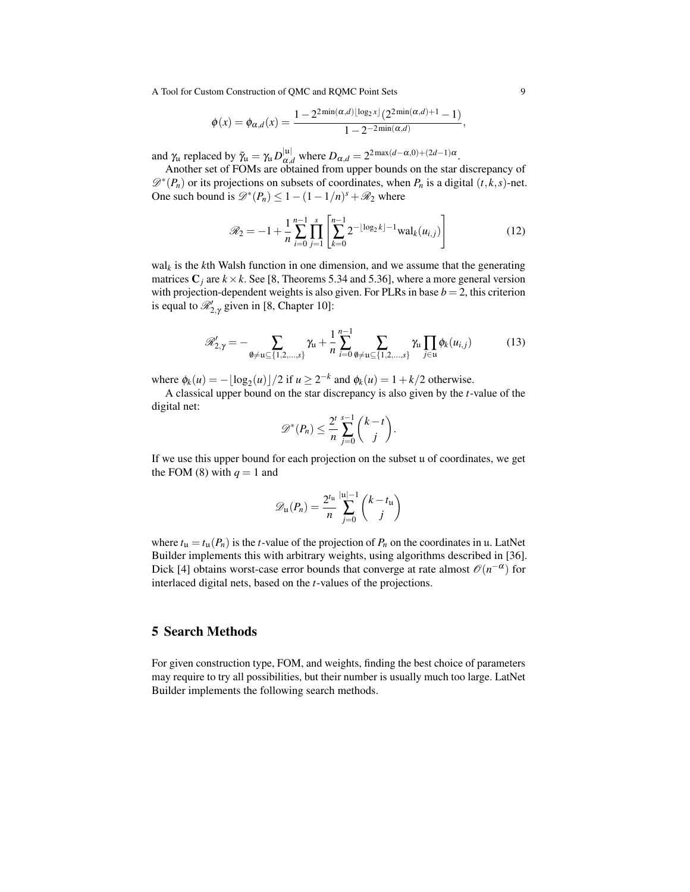$$\phi(x) = \phi_{\alpha,d}(x) = \frac{1 - 2^{2\min(\alpha,d)\lfloor \log_2 x \rfloor}(2^{2\min(\alpha,d)+1} - 1)}{1 - 2^{-2\min(\alpha,d)}},$$

and $\gamma_{\mathfrak{u}}$ replaced by $\tilde{\gamma}_{\mathfrak{u}} = \gamma_{\mathfrak{u}} D_{\alpha,d}^{|\mathfrak{u}|}$ where $D_{\alpha,d} = 2^{2\max(d-\alpha,0)+(2d-1)\alpha}$.

Another set of FOMs are obtained from upper bounds on the star discrepancy of $\mathscr{D}^*(P_n)$ or its projections on subsets of coordinates, when $P_n$ is a digital $(t,k,s)$-net. One such bound is $\mathscr{D}^*(P_n) \leq 1 - (1 - 1/n)^s + \mathscr{R}_2$ where

$$\mathscr{R}_2 = -1 + \frac{1}{n} \sum_{i=0}^{n-1} \prod_{j=1}^{s} \left[ \sum_{k=0}^{n-1} 2^{-\lfloor \log_2 k \rfloor - 1} \mathrm{wal}_k(u_{i,j}) \right] \tag{12}$$

$\mathrm{wal}_k$ is the $k$th Walsh function in one dimension, and we assume that the generating matrices $\mathbf{C}_j$ are $k \times k$. See [8, Theorems 5.34 and 5.36], where a more general version with projection-dependent weights is also given. For PLRs in base $b = 2$, this criterion is equal to $\mathscr{R}'_{2,\gamma}$ given in [8, Chapter 10]:

$$\mathscr{R}'_{2,\gamma} = - \sum_{\emptyset \neq \mathfrak{u} \subseteq \{1,2,\ldots,s\}} \gamma_{\mathfrak{u}} + \frac{1}{n} \sum_{i=0}^{n-1} \sum_{\emptyset \neq \mathfrak{u} \subseteq \{1,2,\ldots,s\}} \gamma_{\mathfrak{u}} \prod_{j \in \mathfrak{u}} \phi_k(u_{i,j}) \tag{13}$$

where $\phi_k(u) = -\lfloor \log_2(u) \rfloor / 2$ if $u \geq 2^{-k}$ and $\phi_k(u) = 1 + k/2$ otherwise.

A classical upper bound on the star discrepancy is also given by the $t$-value of the digital net:

$$\mathscr{D}^*(P_n) \leq \frac{2^t}{n} \sum_{j=0}^{s-1} \binom{k-t}{j}.$$

If we use this upper bound for each projection on the subset $\mathfrak{u}$ of coordinates, we get the FOM (8) with $q = 1$ and

$$\mathscr{D}_{\mathfrak{u}}(P_n) = \frac{2^{t_{\mathfrak{u}}}}{n} \sum_{j=0}^{|\mathfrak{u}|-1} \binom{k - t_{\mathfrak{u}}}{j}$$

where $t_{\mathfrak{u}} = t_{\mathfrak{u}}(P_n)$ is the $t$-value of the projection of $P_n$ on the coordinates in $\mathfrak{u}$. LatNet Builder implements this with arbitrary weights, using algorithms described in [36]. Dick [4] obtains worst-case error bounds that converge at rate almost $\mathscr{O}(n^{-\alpha})$ for interlaced digital nets, based on the $t$-values of the projections.

## 5 Search Methods

For given construction type, FOM, and weights, finding the best choice of parameters may require to try all possibilities, but their number is usually much too large. LatNet Builder implements the following search methods.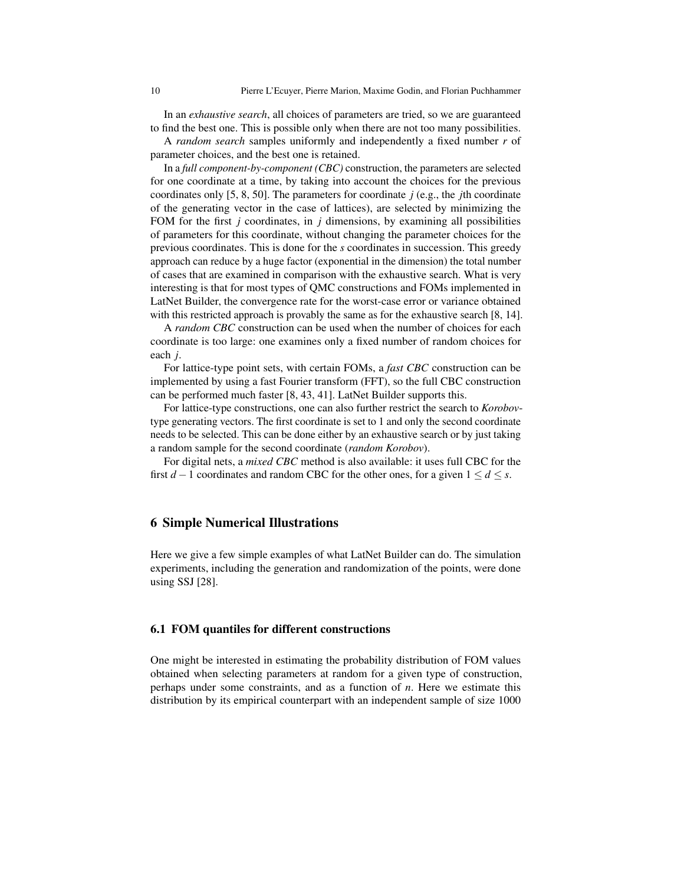In an *exhaustive search*, all choices of parameters are tried, so we are guaranteed to find the best one. This is possible only when there are not too many possibilities.

A *random search* samples uniformly and independently a fixed number $r$ of parameter choices, and the best one is retained.

In a *full component-by-component (CBC)* construction, the parameters are selected for one coordinate at a time, by taking into account the choices for the previous coordinates only [5, 8, 50]. The parameters for coordinate $j$ (e.g., the $j$th coordinate of the generating vector in the case of lattices), are selected by minimizing the FOM for the first $j$ coordinates, in $j$ dimensions, by examining all possibilities of parameters for this coordinate, without changing the parameter choices for the previous coordinates. This is done for the $s$ coordinates in succession. This greedy approach can reduce by a huge factor (exponential in the dimension) the total number of cases that are examined in comparison with the exhaustive search. What is very interesting is that for most types of QMC constructions and FOMs implemented in LatNet Builder, the convergence rate for the worst-case error or variance obtained with this restricted approach is provably the same as for the exhaustive search [8, 14].

A *random CBC* construction can be used when the number of choices for each coordinate is too large: one examines only a fixed number of random choices for each $j$.

For lattice-type point sets, with certain FOMs, a *fast CBC* construction can be implemented by using a fast Fourier transform (FFT), so the full CBC construction can be performed much faster [8, 43, 41]. LatNet Builder supports this.

For lattice-type constructions, one can also further restrict the search to *Korobov*-type generating vectors. The first coordinate is set to 1 and only the second coordinate needs to be selected. This can be done either by an exhaustive search or by just taking a random sample for the second coordinate (*random Korobov*).

For digital nets, a *mixed CBC* method is also available: it uses full CBC for the first $d-1$ coordinates and random CBC for the other ones, for a given $1 \leq d \leq s$.

## 6 Simple Numerical Illustrations

Here we give a few simple examples of what LatNet Builder can do. The simulation experiments, including the generation and randomization of the points, were done using SSJ [28].

### 6.1 FOM quantiles for different constructions

One might be interested in estimating the probability distribution of FOM values obtained when selecting parameters at random for a given type of construction, perhaps under some constraints, and as a function of $n$. Here we estimate this distribution by its empirical counterpart with an independent sample of size 1000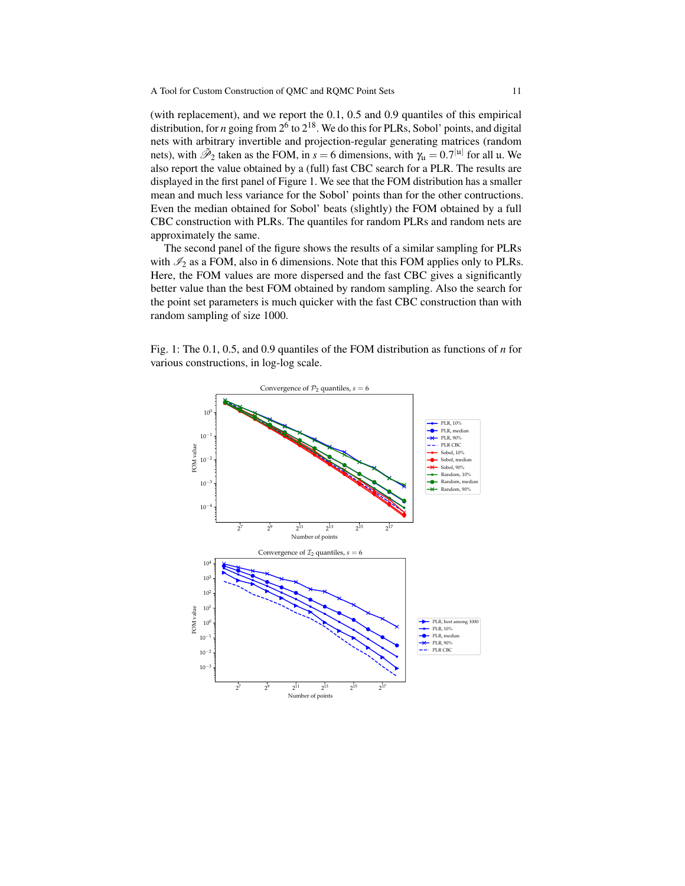(with replacement), and we report the 0.1, 0.5 and 0.9 quantiles of this empirical distribution, for $n$ going from $2^6$ to $2^{18}$. We do this for PLRs, Sobol' points, and digital nets with arbitrary invertible and projection-regular generating matrices (random nets), with $\tilde{\mathscr{P}}_2$ taken as the FOM, in $s = 6$ dimensions, with $\gamma_{\mathfrak{u}} = 0.7^{|\mathfrak{u}|}$ for all $\mathfrak{u}$. We also report the value obtained by a (full) fast CBC search for a PLR. The results are displayed in the first panel of Figure 1. We see that the FOM distribution has a smaller mean and much less variance for the Sobol' points than for the other contructions. Even the median obtained for Sobol' beats (slightly) the FOM obtained by a full CBC construction with PLRs. The quantiles for random PLRs and random nets are approximately the same.

The second panel of the figure shows the results of a similar sampling for PLRs with $\mathscr{I}_2$ as a FOM, also in 6 dimensions. Note that this FOM applies only to PLRs. Here, the FOM values are more dispersed and the fast CBC gives a significantly better value than the best FOM obtained by random sampling. Also the search for the point set parameters is much quicker with the fast CBC construction than with random sampling of size 1000.

Fig. 1: The 0.1, 0.5, and 0.9 quantiles of the FOM distribution as functions of $n$ for various constructions, in log-log scale.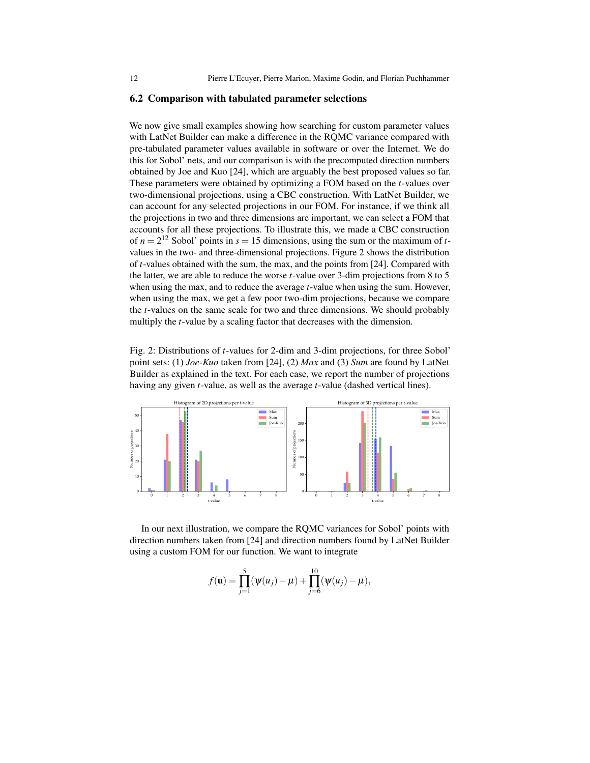### 6.2 Comparison with tabulated parameter selections

We now give small examples showing how searching for custom parameter values with LatNet Builder can make a difference in the RQMC variance compared with pre-tabulated parameter values available in software or over the Internet. We do this for Sobol' nets, and our comparison is with the precomputed direction numbers obtained by Joe and Kuo [24], which are arguably the best proposed values so far. These parameters were obtained by optimizing a FOM based on the $t$-values over two-dimensional projections, using a CBC construction. With LatNet Builder, we can account for any selected projections in our FOM. For instance, if we think all the projections in two and three dimensions are important, we can select a FOM that accounts for all these projections. To illustrate this, we made a CBC construction of $n = 2^{12}$ Sobol' points in $s = 15$ dimensions, using the sum or the maximum of $t$-values in the two- and three-dimensional projections. Figure 2 shows the distribution of $t$-values obtained with the sum, the max, and the points from [24]. Compared with the latter, we are able to reduce the worse $t$-value over 3-dim projections from 8 to 5 when using the max, and to reduce the average $t$-value when using the sum. However, when using the max, we get a few poor two-dim projections, because we compare the $t$-values on the same scale for two and three dimensions. We should probably multiply the $t$-value by a scaling factor that decreases with the dimension.

Fig. 2: Distributions of $t$-values for 2-dim and 3-dim projections, for three Sobol' point sets: (1) *Joe-Kuo* taken from [24], (2) *Max* and (3) *Sum* are found by LatNet Builder as explained in the text. For each case, we report the number of projections having any given $t$-value, as well as the average $t$-value (dashed vertical lines).

In our next illustration, we compare the RQMC variances for Sobol' points with direction numbers taken from [24] and direction numbers found by LatNet Builder using a custom FOM for our function. We want to integrate

$$f(\mathbf{u}) = \prod_{j=1}^{5}(\psi(u_j) - \mu) + \prod_{j=6}^{10}(\psi(u_j) - \mu),$$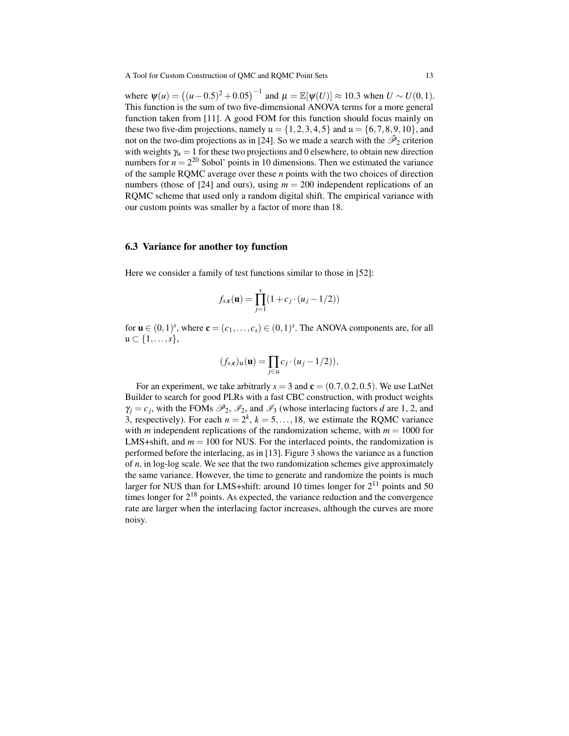where $\psi(u) = \left((u-0.5)^2 + 0.05\right)^{-1}$ and $\mu = \mathbb{E}[\psi(U)] \approx 10.3$ when $U \sim U(0,1)$. This function is the sum of two five-dimensional ANOVA terms for a more general function taken from [11]. A good FOM for this function should focus mainly on these two five-dim projections, namely $\mathfrak{u} = \{1,2,3,4,5\}$ and $\mathfrak{u} = \{6,7,8,9,10\}$, and not on the two-dim projections as in [24]. So we made a search with the $\tilde{\mathscr{P}}_2$ criterion with weights $\gamma_{\mathfrak{u}} = 1$ for these two projections and 0 elsewhere, to obtain new direction numbers for $n = 2^{20}$ Sobol' points in 10 dimensions. Then we estimated the variance of the sample RQMC average over these $n$ points with the two choices of direction numbers (those of [24] and ours), using $m = 200$ independent replications of an RQMC scheme that used only a random digital shift. The empirical variance with our custom points was smaller by a factor of more than 18.

### 6.3 Variance for another toy function

Here we consider a family of test functions similar to those in [52]:

$$f_{s,\mathbf{c}}(\mathbf{u}) = \prod_{j=1}^{s} (1 + c_j \cdot (u_j - 1/2))$$

for $\mathbf{u} \in (0,1)^s$, where $\mathbf{c} = (c_1, \ldots, c_s) \in (0,1)^s$. The ANOVA components are, for all $\mathfrak{u} \subset \{1, \ldots, s\}$,

$$(f_{s,\mathbf{c}})_{\mathfrak{u}}(\mathbf{u}) = \prod_{j \in \mathfrak{u}} c_j \cdot (u_j - 1/2)),$$

For an experiment, we take arbitrarly $s = 3$ and $\mathbf{c} = (0.7, 0.2, 0.5)$. We use LatNet Builder to search for good PLRs with a fast CBC construction, with product weights $\gamma_j = c_j$, with the FOMs $\mathscr{P}_2$, $\mathscr{I}_2$, and $\mathscr{I}_3$ (whose interlacing factors $d$ are 1, 2, and 3, respectively). For each $n = 2^k$, $k = 5, \ldots, 18$, we estimate the RQMC variance with $m$ independent replications of the randomization scheme, with $m = 1000$ for LMS+shift, and $m = 100$ for NUS. For the interlaced points, the randomization is performed before the interlacing, as in [13]. Figure 3 shows the variance as a function of $n$, in log-log scale. We see that the two randomization schemes give approximately the same variance. However, the time to generate and randomize the points is much larger for NUS than for LMS+shift: around 10 times longer for $2^{11}$ points and 50 times longer for $2^{18}$ points. As expected, the variance reduction and the convergence rate are larger when the interlacing factor increases, although the curves are more noisy.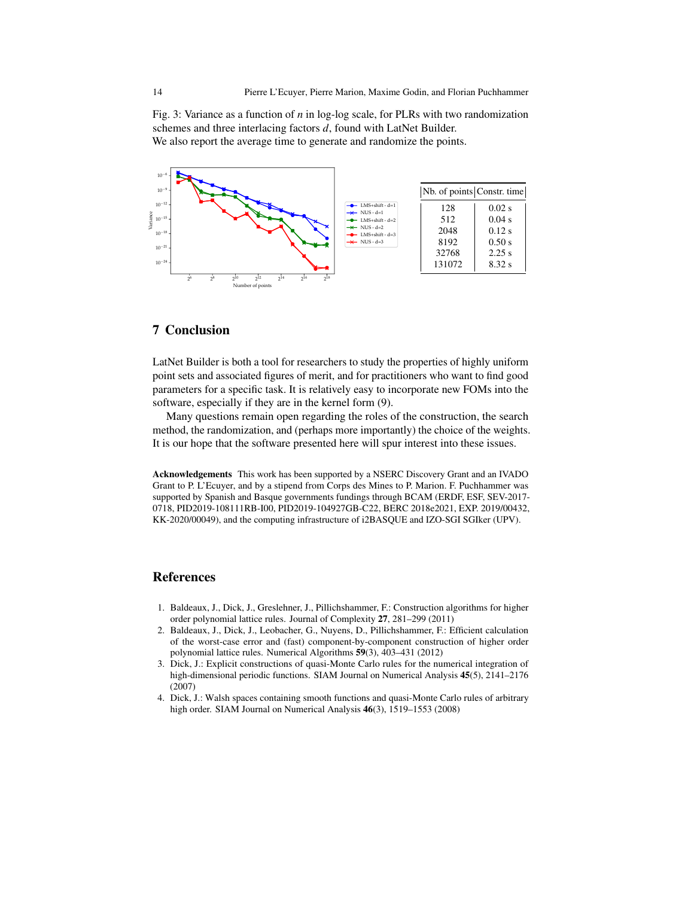Fig. 3: Variance as a function of $n$ in log-log scale, for PLRs with two randomization schemes and three interlacing factors $d$, found with LatNet Builder.
We also report the average time to generate and randomize the points.

| Nb. of points | Constr. time |
|---|---|
| 128 | 0.02 s |
| 512 | 0.04 s |
| 2048 | 0.12 s |
| 8192 | 0.50 s |
| 32768 | 2.25 s |
| 131072 | 8.32 s |

## 7 Conclusion

LatNet Builder is both a tool for researchers to study the properties of highly uniform point sets and associated figures of merit, and for practitioners who want to find good parameters for a specific task. It is relatively easy to incorporate new FOMs into the software, especially if they are in the kernel form (9).

Many questions remain open regarding the roles of the construction, the search method, the randomization, and (perhaps more importantly) the choice of the weights. It is our hope that the software presented here will spur interest into these issues.

**Acknowledgements** This work has been supported by a NSERC Discovery Grant and an IVADO Grant to P. L'Ecuyer, and by a stipend from Corps des Mines to P. Marion. F. Puchhammer was supported by Spanish and Basque governments fundings through BCAM (ERDF, ESF, SEV-2017-0718, PID2019-108111RB-I00, PID2019-104927GB-C22, BERC 2018e2021, EXP. 2019/00432, KK-2020/00049), and the computing infrastructure of i2BASQUE and IZO-SGI SGIker (UPV).

## References

1. Baldeaux, J., Dick, J., Greslehner, J., Pillichshammer, F.: Construction algorithms for higher order polynomial lattice rules. Journal of Complexity **27**, 281–299 (2011)
2. Baldeaux, J., Dick, J., Leobacher, G., Nuyens, D., Pillichshammer, F.: Efficient calculation of the worst-case error and (fast) component-by-component construction of higher order polynomial lattice rules. Numerical Algorithms **59**(3), 403–431 (2012)
3. Dick, J.: Explicit constructions of quasi-Monte Carlo rules for the numerical integration of high-dimensional periodic functions. SIAM Journal on Numerical Analysis **45**(5), 2141–2176 (2007)
4. Dick, J.: Walsh spaces containing smooth functions and quasi-Monte Carlo rules of arbitrary high order. SIAM Journal on Numerical Analysis **46**(3), 1519–1553 (2008)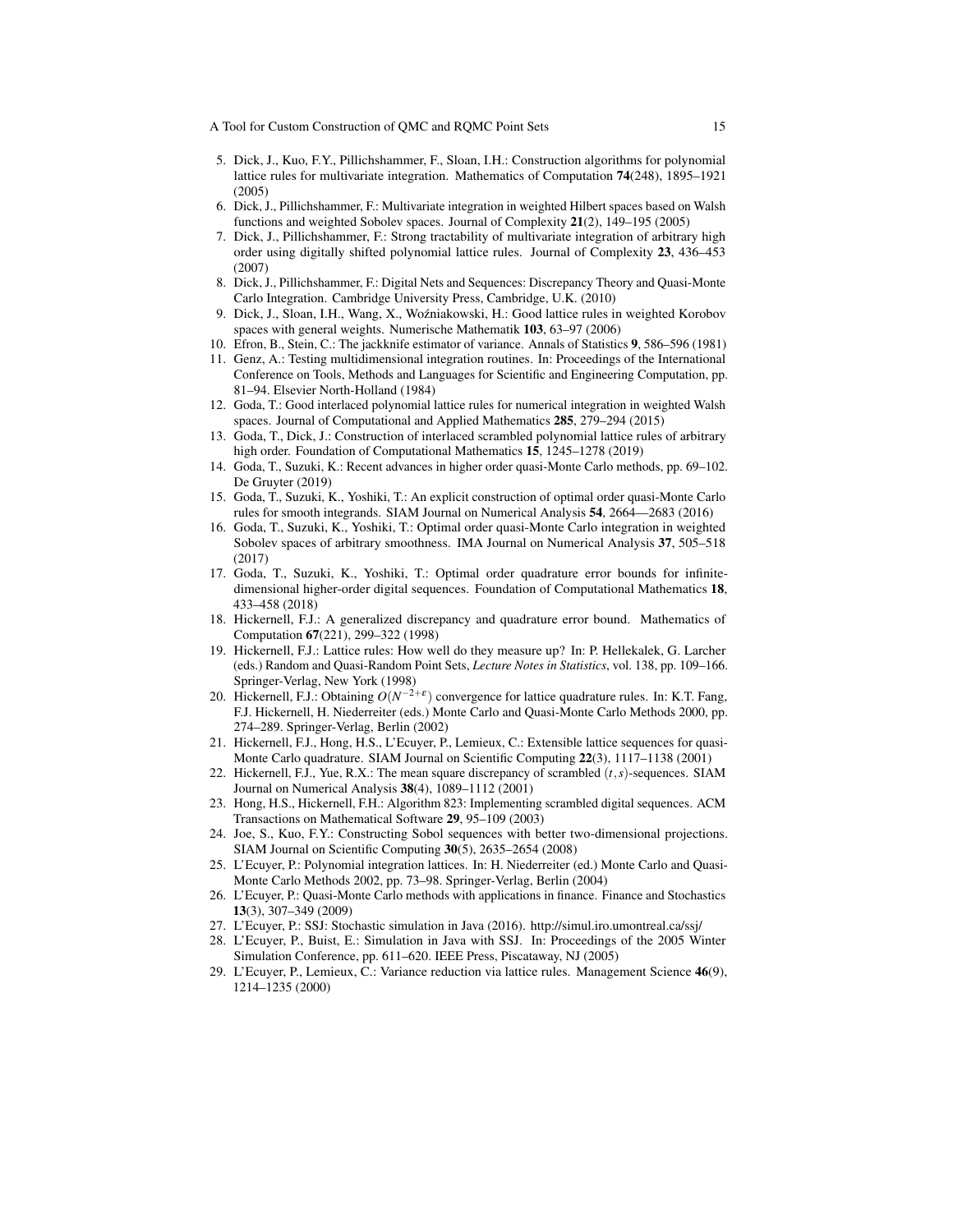5. Dick, J., Kuo, F.Y., Pillichshammer, F., Sloan, I.H.: Construction algorithms for polynomial lattice rules for multivariate integration. Mathematics of Computation **74**(248), 1895–1921 (2005)
6. Dick, J., Pillichshammer, F.: Multivariate integration in weighted Hilbert spaces based on Walsh functions and weighted Sobolev spaces. Journal of Complexity **21**(2), 149–195 (2005)
7. Dick, J., Pillichshammer, F.: Strong tractability of multivariate integration of arbitrary high order using digitally shifted polynomial lattice rules. Journal of Complexity **23**, 436–453 (2007)
8. Dick, J., Pillichshammer, F.: Digital Nets and Sequences: Discrepancy Theory and Quasi-Monte Carlo Integration. Cambridge University Press, Cambridge, U.K. (2010)
9. Dick, J., Sloan, I.H., Wang, X., Woźniakowski, H.: Good lattice rules in weighted Korobov spaces with general weights. Numerische Mathematik **103**, 63–97 (2006)
10. Efron, B., Stein, C.: The jackknife estimator of variance. Annals of Statistics **9**, 586–596 (1981)
11. Genz, A.: Testing multidimensional integration routines. In: Proceedings of the International Conference on Tools, Methods and Languages for Scientific and Engineering Computation, pp. 81–94. Elsevier North-Holland (1984)
12. Goda, T.: Good interlaced polynomial lattice rules for numerical integration in weighted Walsh spaces. Journal of Computational and Applied Mathematics **285**, 279–294 (2015)
13. Goda, T., Dick, J.: Construction of interlaced scrambled polynomial lattice rules of arbitrary high order. Foundation of Computational Mathematics **15**, 1245–1278 (2019)
14. Goda, T., Suzuki, K.: Recent advances in higher order quasi-Monte Carlo methods, pp. 69–102. De Gruyter (2019)
15. Goda, T., Suzuki, K., Yoshiki, T.: An explicit construction of optimal order quasi-Monte Carlo rules for smooth integrands. SIAM Journal on Numerical Analysis **54**, 2664—2683 (2016)
16. Goda, T., Suzuki, K., Yoshiki, T.: Optimal order quasi-Monte Carlo integration in weighted Sobolev spaces of arbitrary smoothness. IMA Journal on Numerical Analysis **37**, 505–518 (2017)
17. Goda, T., Suzuki, K., Yoshiki, T.: Optimal order quadrature error bounds for infinite-dimensional higher-order digital sequences. Foundation of Computational Mathematics **18**, 433–458 (2018)
18. Hickernell, F.J.: A generalized discrepancy and quadrature error bound. Mathematics of Computation **67**(221), 299–322 (1998)
19. Hickernell, F.J.: Lattice rules: How well do they measure up? In: P. Hellekalek, G. Larcher (eds.) Random and Quasi-Random Point Sets, *Lecture Notes in Statistics*, vol. 138, pp. 109–166. Springer-Verlag, New York (1998)
20. Hickernell, F.J.: Obtaining $O(N^{-2+\varepsilon})$ convergence for lattice quadrature rules. In: K.T. Fang, F.J. Hickernell, H. Niederreiter (eds.) Monte Carlo and Quasi-Monte Carlo Methods 2000, pp. 274–289. Springer-Verlag, Berlin (2002)
21. Hickernell, F.J., Hong, H.S., L'Ecuyer, P., Lemieux, C.: Extensible lattice sequences for quasi-Monte Carlo quadrature. SIAM Journal on Scientific Computing **22**(3), 1117–1138 (2001)
22. Hickernell, F.J., Yue, R.X.: The mean square discrepancy of scrambled $(t,s)$-sequences. SIAM Journal on Numerical Analysis **38**(4), 1089–1112 (2001)
23. Hong, H.S., Hickernell, F.H.: Algorithm 823: Implementing scrambled digital sequences. ACM Transactions on Mathematical Software **29**, 95–109 (2003)
24. Joe, S., Kuo, F.Y.: Constructing Sobol sequences with better two-dimensional projections. SIAM Journal on Scientific Computing **30**(5), 2635–2654 (2008)
25. L'Ecuyer, P.: Polynomial integration lattices. In: H. Niederreiter (ed.) Monte Carlo and Quasi-Monte Carlo Methods 2002, pp. 73–98. Springer-Verlag, Berlin (2004)
26. L'Ecuyer, P.: Quasi-Monte Carlo methods with applications in finance. Finance and Stochastics **13**(3), 307–349 (2009)
27. L'Ecuyer, P.: SSJ: Stochastic simulation in Java (2016). http://simul.iro.umontreal.ca/ssj/
28. L'Ecuyer, P., Buist, E.: Simulation in Java with SSJ. In: Proceedings of the 2005 Winter Simulation Conference, pp. 611–620. IEEE Press, Piscataway, NJ (2005)
29. L'Ecuyer, P., Lemieux, C.: Variance reduction via lattice rules. Management Science **46**(9), 1214–1235 (2000)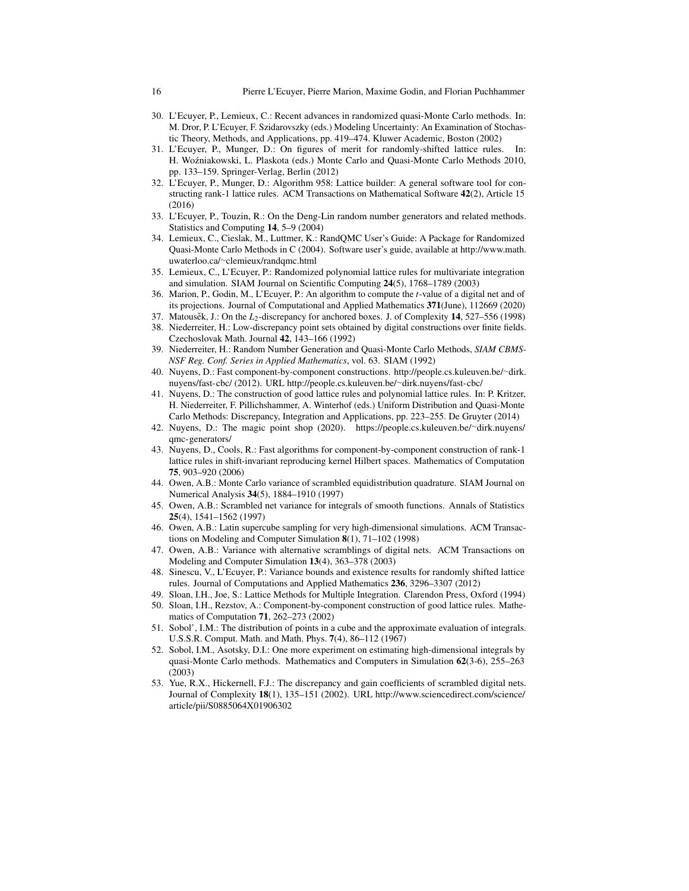30. L'Ecuyer, P., Lemieux, C.: Recent advances in randomized quasi-Monte Carlo methods. In: M. Dror, P. L'Ecuyer, F. Szidarovszky (eds.) Modeling Uncertainty: An Examination of Stochastic Theory, Methods, and Applications, pp. 419–474. Kluwer Academic, Boston (2002)
31. L'Ecuyer, P., Munger, D.: On figures of merit for randomly-shifted lattice rules. In: H. Woźniakowski, L. Plaskota (eds.) Monte Carlo and Quasi-Monte Carlo Methods 2010, pp. 133–159. Springer-Verlag, Berlin (2012)
32. L'Ecuyer, P., Munger, D.: Algorithm 958: Lattice builder: A general software tool for constructing rank-1 lattice rules. ACM Transactions on Mathematical Software **42**(2), Article 15 (2016)
33. L'Ecuyer, P., Touzin, R.: On the Deng-Lin random number generators and related methods. Statistics and Computing **14**, 5–9 (2004)
34. Lemieux, C., Cieslak, M., Luttmer, K.: RandQMC User's Guide: A Package for Randomized Quasi-Monte Carlo Methods in C (2004). Software user's guide, available at http://www.math.uwaterloo.ca/~clemieux/randqmc.html
35. Lemieux, C., L'Ecuyer, P.: Randomized polynomial lattice rules for multivariate integration and simulation. SIAM Journal on Scientific Computing **24**(5), 1768–1789 (2003)
36. Marion, P., Godin, M., L'Ecuyer, P.: An algorithm to compute the $t$-value of a digital net and of its projections. Journal of Computational and Applied Mathematics **371**(June), 112669 (2020)
37. Matoušěk, J.: On the $L_2$-discrepancy for anchored boxes. J. of Complexity **14**, 527–556 (1998)
38. Niederreiter, H.: Low-discrepancy point sets obtained by digital constructions over finite fields. Czechoslovak Math. Journal **42**, 143–166 (1992)
39. Niederreiter, H.: Random Number Generation and Quasi-Monte Carlo Methods, *SIAM CBMS-NSF Reg. Conf. Series in Applied Mathematics*, vol. 63. SIAM (1992)
40. Nuyens, D.: Fast component-by-component constructions. http://people.cs.kuleuven.be/~dirk.nuyens/fast-cbc/ (2012). URL http://people.cs.kuleuven.be/~dirk.nuyens/fast-cbc/
41. Nuyens, D.: The construction of good lattice rules and polynomial lattice rules. In: P. Kritzer, H. Niederreiter, F. Pillichshammer, A. Winterhof (eds.) Uniform Distribution and Quasi-Monte Carlo Methods: Discrepancy, Integration and Applications, pp. 223–255. De Gruyter (2014)
42. Nuyens, D.: The magic point shop (2020). https://people.cs.kuleuven.be/~dirk.nuyens/qmc-generators/
43. Nuyens, D., Cools, R.: Fast algorithms for component-by-component construction of rank-1 lattice rules in shift-invariant reproducing kernel Hilbert spaces. Mathematics of Computation **75**, 903–920 (2006)
44. Owen, A.B.: Monte Carlo variance of scrambled equidistribution quadrature. SIAM Journal on Numerical Analysis **34**(5), 1884–1910 (1997)
45. Owen, A.B.: Scrambled net variance for integrals of smooth functions. Annals of Statistics **25**(4), 1541–1562 (1997)
46. Owen, A.B.: Latin supercube sampling for very high-dimensional simulations. ACM Transactions on Modeling and Computer Simulation **8**(1), 71–102 (1998)
47. Owen, A.B.: Variance with alternative scramblings of digital nets. ACM Transactions on Modeling and Computer Simulation **13**(4), 363–378 (2003)
48. Sinescu, V., L'Ecuyer, P.: Variance bounds and existence results for randomly shifted lattice rules. Journal of Computations and Applied Mathematics **236**, 3296–3307 (2012)
49. Sloan, I.H., Joe, S.: Lattice Methods for Multiple Integration. Clarendon Press, Oxford (1994)
50. Sloan, I.H., Rezstov, A.: Component-by-component construction of good lattice rules. Mathematics of Computation **71**, 262–273 (2002)
51. Sobol', I.M.: The distribution of points in a cube and the approximate evaluation of integrals. U.S.S.R. Comput. Math. and Math. Phys. **7**(4), 86–112 (1967)
52. Sobol, I.M., Asotsky, D.I.: One more experiment on estimating high-dimensional integrals by quasi-Monte Carlo methods. Mathematics and Computers in Simulation **62**(3-6), 255–263 (2003)
53. Yue, R.X., Hickernell, F.J.: The discrepancy and gain coefficients of scrambled digital nets. Journal of Complexity **18**(1), 135–151 (2002). URL http://www.sciencedirect.com/science/article/pii/S0885064X01906302